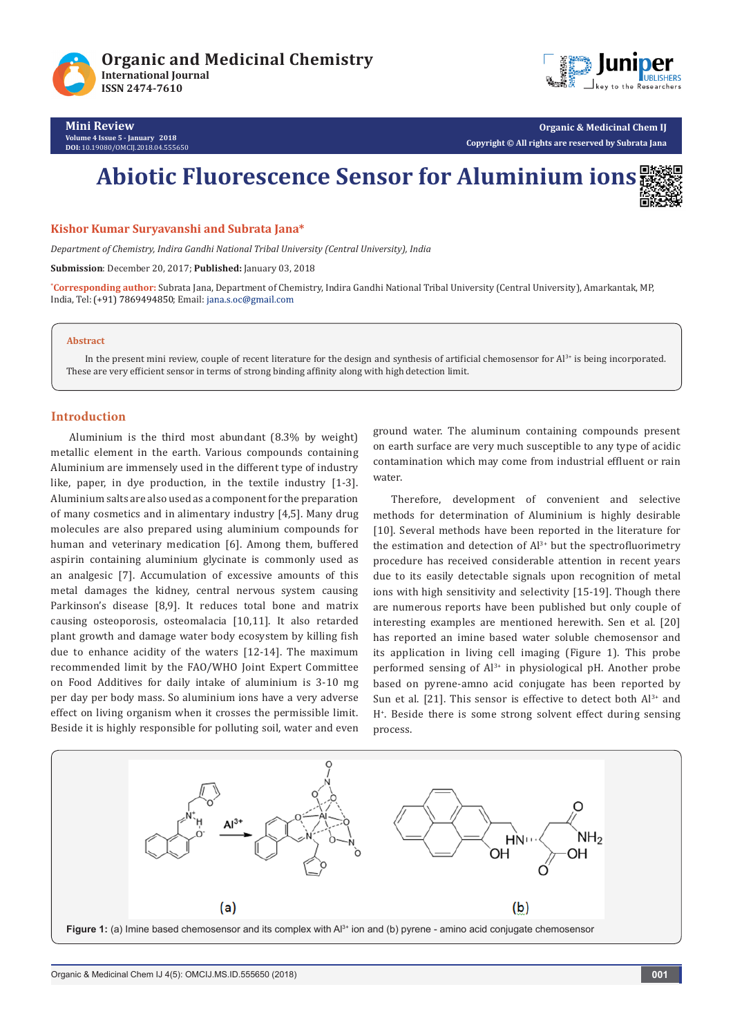**Mini Review**

# Abiotic Fluorescence Sensor for Aluminium ions

**Kishor Kumar Suryavanshi and Subrata Jana***

*Department of Chemistry, Indira Gandhi National Tribal University (Central University), India*

**Submission**: December 20, 2017; **Published:** January 03, 2018

*Corresponding author: Subrata Jana, Department of Chemistry, Indira Gandhi National Tribal University (Central University), Amarkantak, MP, India, Tel: (+91) 7869494850; Email: jana.s.oc@gmail.com

**Abstract**

In the present mini review, couple of recent literature for the design and synthesis of artificial chemosensor for $Al^{3+}$ is being incorporated. These are very efficient sensor in terms of strong binding affinity along with high detection limit.

## Introduction

Aluminium is the third most abundant (8.3% by weight) metallic element in the earth. Various compounds containing Aluminium are immensely used in the different type of industry like, paper, in dye production, in the textile industry [1-3]. Aluminium salts are also used as a component for the preparation of many cosmetics and in alimentary industry [4,5]. Many drug molecules are also prepared using aluminium compounds for human and veterinary medication [6]. Among them, buffered aspirin containing aluminium glycinate is commonly used as an analgesic [7]. Accumulation of excessive amounts of this metal damages the kidney, central nervous system causing Parkinson's disease [8,9]. It reduces total bone and matrix causing osteoporosis, osteomalacia [10,11]. It also retarded plant growth and damage water body ecosystem by killing fish due to enhance acidity of the waters [12-14]. The maximum recommended limit by the FAO/WHO Joint Expert Committee on Food Additives for daily intake of aluminium is 3-10 mg per day per body mass. So aluminium ions have a very adverse effect on living organism when it crosses the permissible limit. Beside it is highly responsible for polluting soil, water and even ground water. The aluminum containing compounds present on earth surface are very much susceptible to any type of acidic contamination which may come from industrial effluent or rain water.

Therefore, development of convenient and selective methods for determination of Aluminium is highly desirable [10]. Several methods have been reported in the literature for the estimation and detection of $Al^{3+}$ but the spectrofluorimetry procedure has received considerable attention in recent years due to its easily detectable signals upon recognition of metal ions with high sensitivity and selectivity [15-19]. Though there are numerous reports have been published but only couple of interesting examples are mentioned herewith. Sen et al. [20] has reported an imine based water soluble chemosensor and its application in living cell imaging (Figure 1). This probe performed sensing of $Al^{3+}$ in physiological pH. Another probe based on pyrene-amno acid conjugate has been reported by Sun et al. [21]. This sensor is effective to detect both $Al^{3+}$ and $H^{+}$. Beside there is some strong solvent effect during sensing process.

**Figure 1:** (a) Imine based chemosensor and its complex with $Al^{3+}$ ion and (b) pyrene - amino acid conjugate chemosensor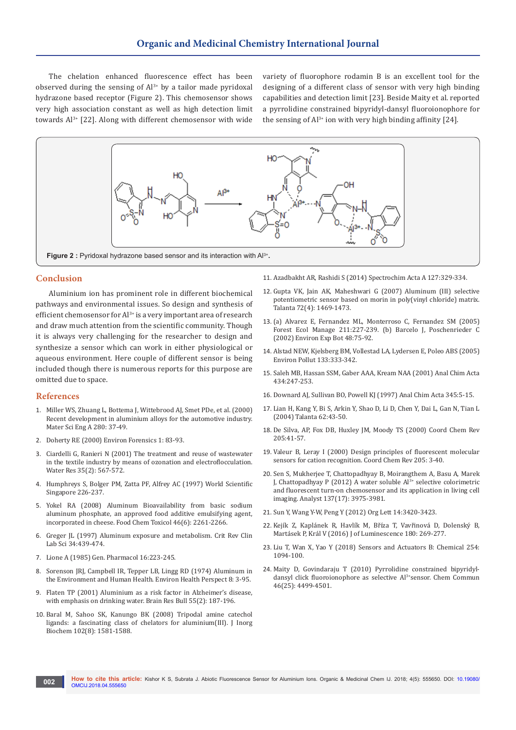The chelation enhanced fluorescence effect has been observed during the sensing of $Al^{3+}$ by a tailor made pyridoxal hydrazone based receptor (Figure 2). This chemosensor shows very high association constant as well as high detection limit towards $Al^{3+}$ [22]. Along with different chemosensor with wide variety of fluorophore rodamin B is an excellent tool for the designing of a different class of sensor with very high binding capabilities and detection limit [23]. Beside Maity et al. reported a pyrrolidine constrained bipyridyl-dansyl fluoroionophore for the sensing of $Al^{3+}$ ion with very high binding affinity [24].

**Figure 2 :** Pyridoxal hydrazone based sensor and its interaction with $Al^{3+}$.

## Conclusion

Aluminium ion has prominent role in different biochemical pathways and environmental issues. So design and synthesis of efficient chemosensor for $Al^{3+}$ is a very important area of research and draw much attention from the scientific community. Though it is always very challenging for the researcher to design and synthesize a sensor which can work in either physiological or aqueous environment. Here couple of different sensor is being included though there is numerous reports for this purpose are omitted due to space.

## References

1. Miller WS, Zhuang L, Bottema J, Wittebrood AJ, Smet PDe, et al. (2000) Recent development in aluminium alloys for the automotive industry. Mater Sci Eng A 280: 37-49.
2. Doherty RE (2000) Environ Forensics 1: 83-93.
3. Ciardelli G, Ranieri N (2001) The treatment and reuse of wastewater in the textile industry by means of ozonation and electroflocculation. Water Res 35(2): 567-572.
4. Humphreys S, Bolger PM, Zatta PF, Alfrey AC (1997) World Scientific Singapore 226-237.
5. Yokel RA (2008) Aluminum Bioavailability from basic sodium aluminum phosphate, an approved food additive emulsifying agent, incorporated in cheese. Food Chem Toxicol 46(6): 2261-2266.
6. Greger JL (1997) Aluminum exposure and metabolism. Crit Rev Clin Lab Sci 34:439-474.
7. Lione A (1985) Gen. Pharmacol 16:223-245.
8. Sorenson JRJ, Campbell IR, Tepper LB, Lingg RD (1974) Aluminum in the Environment and Human Health. Environ Health Perspect 8: 3-95.
9. Flaten TP (2001) Aluminium as a risk factor in Alzheimer's disease, with emphasis on drinking water. Brain Res Bull 55(2): 187-196.
10. Baral M, Sahoo SK, Kanungo BK (2008) Tripodal amine catechol ligands: a fascinating class of chelators for aluminium(III). J Inorg Biochem 102(8): 1581-1588.
11. Azadbakht AR, Rashidi S (2014) Spectrochim Acta A 127:329-334.
12. Gupta VK, Jain AK, Maheshwari G (2007) Aluminum (III) selective potentiometric sensor based on morin in poly(vinyl chloride) matrix. Talanta 72(4): 1469-1473.
13. (a) Alvarez E, Fernandez ML, Monterroso C, Fernandez SM (2005) Forest Ecol Manage 211:227-239. (b) Barcelo J, Poschenrieder C (2002) Environ Exp Bot 48:75-92.
14. Alstad NEW, Kjelsberg BM, Vollestad LA, Lydersen E, Poleo ABS (2005) Environ Pollut 133:333-342.
15. Saleh MB, Hassan SSM, Gaber AAA, Kream NAA (2001) Anal Chim Acta 434:247-253.
16. Downard AJ, Sullivan BO, Powell KJ (1997) Anal Chim Acta 345:5-15.
17. Lian H, Kang Y, Bi S, Arkin Y, Shao D, Li D, Chen Y, Dai L, Gan N, Tian L (2004) Talanta 62:43-50.
18. De Silva, AP, Fox DB, Huxley JM, Moody TS (2000) Coord Chem Rev 205:41-57.
19. Valeur B, Leray I (2000) Design principles of fluorescent molecular sensors for cation recognition. Coord Chem Rev 205: 3-40.
20. Sen S, Mukherjee T, Chattopadhyay B, Moirangthem A, Basu A, Marek J, Chattopadhyay P (2012) A water soluble $Al^{3+}$ selective colorimetric and fluorescent turn-on chemosensor and its application in living cell imaging. Analyst 137(17): 3975-3981.
21. Sun Y, Wang Y-W, Peng Y (2012) Org Lett 14:3420-3423.
22. Kejík Z, Kaplánek R, Havlík M, Bříza T, Vavřinová D, Dolenský B, Martásek P, Král V (2016) J of Luminescence 180: 269-277.
23. Liu T, Wan X, Yao Y (2018) Sensors and Actuators B: Chemical 254: 1094-100.
24. Maity D, Govindaraju T (2010) Pyrrolidine constrained bipyridyl-dansyl click fluoroionophore as selective $Al^{3+}$sensor. Chem Commun 46(25): 4499-4501.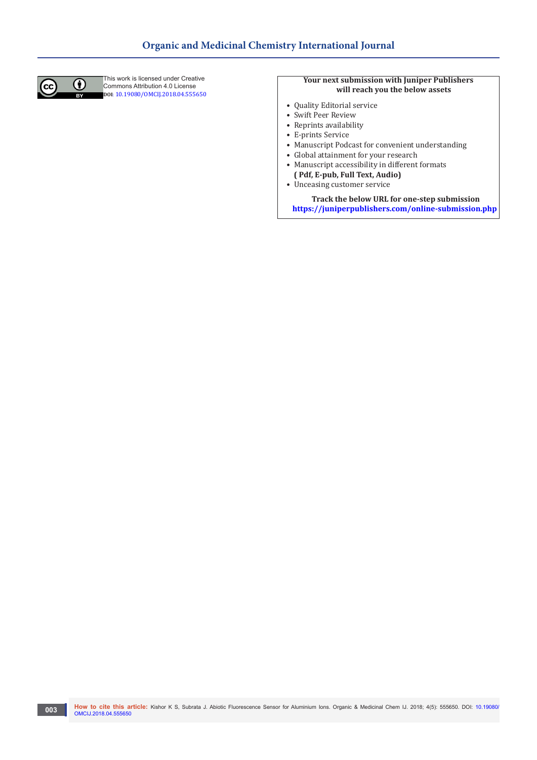This work is licensed under Creative Commons Attribution 4.0 License
DOI: 10.19080/OMCIJ.2018.04.555650

**Your next submission with Juniper Publishers will reach you the below assets**

- Quality Editorial service
- Swift Peer Review
- Reprints availability
- E-prints Service
- Manuscript Podcast for convenient understanding
- Global attainment for your research
- Manuscript accessibility in different formats
  **( Pdf, E-pub, Full Text, Audio)**
- Unceasing customer service

**Track the below URL for one-step submission**
**https://juniperpublishers.com/online-submission.php**

**How to cite this article:** Kishor K S, Subrata J. Abiotic Fluorescence Sensor for Aluminium Ions. Organic & Medicinal Chem IJ. 2018; 4(5): 555650. DOI: 10.19080/OMCIJ.2018.04.555650